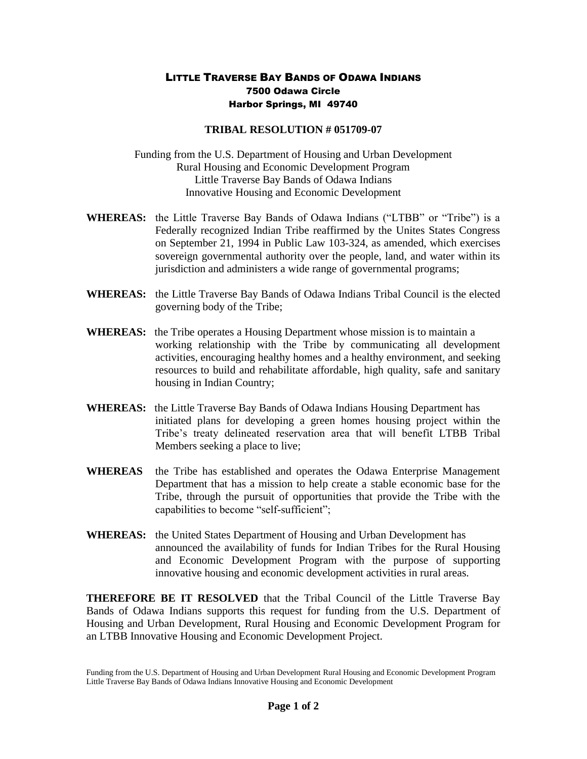# LITTLE TRAVERSE BAY BANDS OF ODAWA INDIANS

**7500 Odawa Circle**
**Harbor Springs, MI 49740**

## TRIBAL RESOLUTION # 051709-07

Funding from the U.S. Department of Housing and Urban Development
Rural Housing and Economic Development Program
Little Traverse Bay Bands of Odawa Indians
Innovative Housing and Economic Development

**WHEREAS:** the Little Traverse Bay Bands of Odawa Indians ("LTBB" or "Tribe") is a Federally recognized Indian Tribe reaffirmed by the Unites States Congress on September 21, 1994 in Public Law 103-324, as amended, which exercises sovereign governmental authority over the people, land, and water within its jurisdiction and administers a wide range of governmental programs;

**WHEREAS:** the Little Traverse Bay Bands of Odawa Indians Tribal Council is the elected governing body of the Tribe;

**WHEREAS:** the Tribe operates a Housing Department whose mission is to maintain a working relationship with the Tribe by communicating all development activities, encouraging healthy homes and a healthy environment, and seeking resources to build and rehabilitate affordable, high quality, safe and sanitary housing in Indian Country;

**WHEREAS:** the Little Traverse Bay Bands of Odawa Indians Housing Department has initiated plans for developing a green homes housing project within the Tribe's treaty delineated reservation area that will benefit LTBB Tribal Members seeking a place to live;

**WHEREAS** the Tribe has established and operates the Odawa Enterprise Management Department that has a mission to help create a stable economic base for the Tribe, through the pursuit of opportunities that provide the Tribe with the capabilities to become "self-sufficient";

**WHEREAS:** the United States Department of Housing and Urban Development has announced the availability of funds for Indian Tribes for the Rural Housing and Economic Development Program with the purpose of supporting innovative housing and economic development activities in rural areas.

**THEREFORE BE IT RESOLVED** that the Tribal Council of the Little Traverse Bay Bands of Odawa Indians supports this request for funding from the U.S. Department of Housing and Urban Development, Rural Housing and Economic Development Program for an LTBB Innovative Housing and Economic Development Project.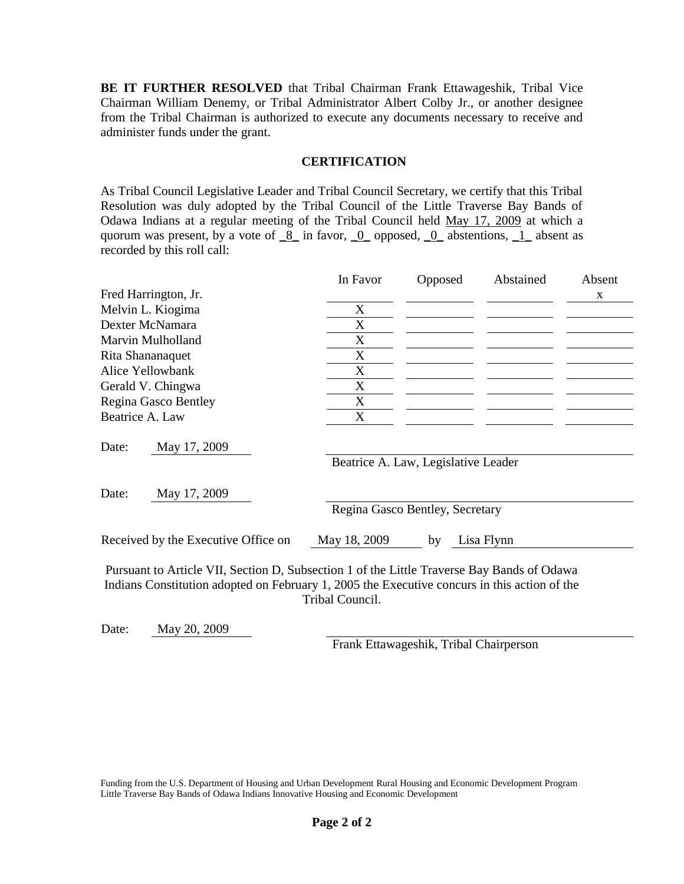**BE IT FURTHER RESOLVED** that Tribal Chairman Frank Ettawageshik, Tribal Vice Chairman William Denemy, or Tribal Administrator Albert Colby Jr., or another designee from the Tribal Chairman is authorized to execute any documents necessary to receive and administer funds under the grant.

## CERTIFICATION

As Tribal Council Legislative Leader and Tribal Council Secretary, we certify that this Tribal Resolution was duly adopted by the Tribal Council of the Little Traverse Bay Bands of Odawa Indians at a regular meeting of the Tribal Council held May 17, 2009 at which a quorum was present, by a vote of _8_ in favor, _0_ opposed, _0_ abstentions, _1_ absent as recorded by this roll call:

| | In Favor | Opposed | Abstained | Absent |
|---|---|---|---|---|
| Fred Harrington, Jr. | | | | x |
| Melvin L. Kiogima | X | | | |
| Dexter McNamara | X | | | |
| Marvin Mulholland | X | | | |
| Rita Shananaquet | X | | | |
| Alice Yellowbank | X | | | |
| Gerald V. Chingwa | X | | | |
| Regina Gasco Bentley | X | | | |
| Beatrice A. Law | X | | | |

Date: May 17, 2009

Beatrice A. Law, Legislative Leader

Date: May 17, 2009

Regina Gasco Bentley, Secretary

Received by the Executive Office on May 18, 2009 by Lisa Flynn

Pursuant to Article VII, Section D, Subsection 1 of the Little Traverse Bay Bands of Odawa Indians Constitution adopted on February 1, 2005 the Executive concurs in this action of the Tribal Council.

Date: May 20, 2009

Frank Ettawageshik, Tribal Chairperson

Funding from the U.S. Department of Housing and Urban Development Rural Housing and Economic Development Program
Little Traverse Bay Bands of Odawa Indians Innovative Housing and Economic Development